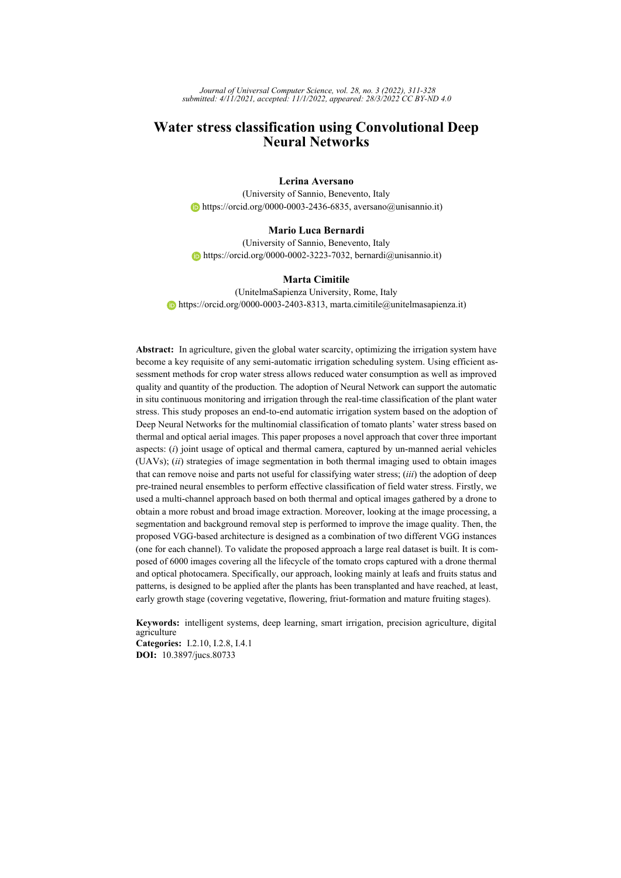# Water stress classification using Convolutional Deep Neural Networks

**Lerina Aversano**

(University of Sannio, Benevento, Italy
https://orcid.org/0000-0003-2436-6835, aversano@unisannio.it)

**Mario Luca Bernardi**

(University of Sannio, Benevento, Italy
https://orcid.org/0000-0002-3223-7032, bernardi@unisannio.it)

**Marta Cimitile**

(UnitelmaSapienza University, Rome, Italy
https://orcid.org/0000-0003-2403-8313, marta.cimitile@unitelmasapienza.it)

**Abstract:** In agriculture, given the global water scarcity, optimizing the irrigation system have become a key requisite of any semi-automatic irrigation scheduling system. Using efficient assessment methods for crop water stress allows reduced water consumption as well as improved quality and quantity of the production. The adoption of Neural Network can support the automatic in situ continuous monitoring and irrigation through the real-time classification of the plant water stress. This study proposes an end-to-end automatic irrigation system based on the adoption of Deep Neural Networks for the multinomial classification of tomato plants' water stress based on thermal and optical aerial images. This paper proposes a novel approach that cover three important aspects: (*i*) joint usage of optical and thermal camera, captured by un-manned aerial vehicles (UAVs); (*ii*) strategies of image segmentation in both thermal imaging used to obtain images that can remove noise and parts not useful for classifying water stress; (*iii*) the adoption of deep pre-trained neural ensembles to perform effective classification of field water stress. Firstly, we used a multi-channel approach based on both thermal and optical images gathered by a drone to obtain a more robust and broad image extraction. Moreover, looking at the image processing, a segmentation and background removal step is performed to improve the image quality. Then, the proposed VGG-based architecture is designed as a combination of two different VGG instances (one for each channel). To validate the proposed approach a large real dataset is built. It is composed of 6000 images covering all the lifecycle of the tomato crops captured with a drone thermal and optical photocamera. Specifically, our approach, looking mainly at leafs and fruits status and patterns, is designed to be applied after the plants has been transplanted and have reached, at least, early growth stage (covering vegetative, flowering, friut-formation and mature fruiting stages).

**Keywords:** intelligent systems, deep learning, smart irrigation, precision agriculture, digital agriculture
**Categories:** I.2.10, I.2.8, I.4.1
**DOI:** 10.3897/jucs.80733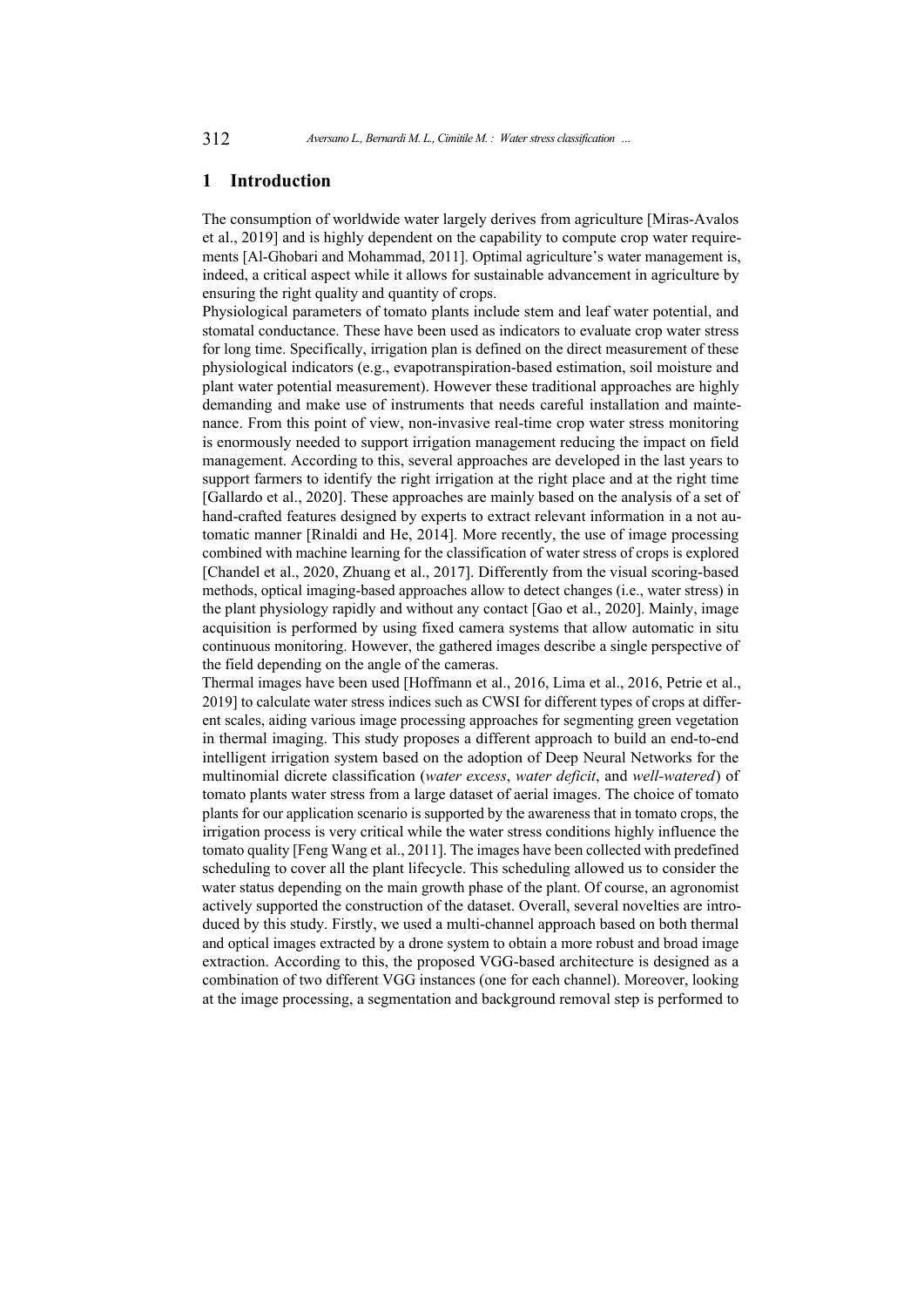## 1 Introduction

The consumption of worldwide water largely derives from agriculture [Miras-Avalos et al., 2019] and is highly dependent on the capability to compute crop water requirements [Al-Ghobari and Mohammad, 2011]. Optimal agriculture's water management is, indeed, a critical aspect while it allows for sustainable advancement in agriculture by ensuring the right quality and quantity of crops.

Physiological parameters of tomato plants include stem and leaf water potential, and stomatal conductance. These have been used as indicators to evaluate crop water stress for long time. Specifically, irrigation plan is defined on the direct measurement of these physiological indicators (e.g., evapotranspiration-based estimation, soil moisture and plant water potential measurement). However these traditional approaches are highly demanding and make use of instruments that needs careful installation and maintenance. From this point of view, non-invasive real-time crop water stress monitoring is enormously needed to support irrigation management reducing the impact on field management. According to this, several approaches are developed in the last years to support farmers to identify the right irrigation at the right place and at the right time [Gallardo et al., 2020]. These approaches are mainly based on the analysis of a set of hand-crafted features designed by experts to extract relevant information in a not automatic manner [Rinaldi and He, 2014]. More recently, the use of image processing combined with machine learning for the classification of water stress of crops is explored [Chandel et al., 2020, Zhuang et al., 2017]. Differently from the visual scoring-based methods, optical imaging-based approaches allow to detect changes (i.e., water stress) in the plant physiology rapidly and without any contact [Gao et al., 2020]. Mainly, image acquisition is performed by using fixed camera systems that allow automatic in situ continuous monitoring. However, the gathered images describe a single perspective of the field depending on the angle of the cameras.

Thermal images have been used [Hoffmann et al., 2016, Lima et al., 2016, Petrie et al., 2019] to calculate water stress indices such as CWSI for different types of crops at different scales, aiding various image processing approaches for segmenting green vegetation in thermal imaging. This study proposes a different approach to build an end-to-end intelligent irrigation system based on the adoption of Deep Neural Networks for the multinomial dicrete classification (*water excess*, *water deficit*, and *well-watered*) of tomato plants water stress from a large dataset of aerial images. The choice of tomato plants for our application scenario is supported by the awareness that in tomato crops, the irrigation process is very critical while the water stress conditions highly influence the tomato quality [Feng Wang et al., 2011]. The images have been collected with predefined scheduling to cover all the plant lifecycle. This scheduling allowed us to consider the water status depending on the main growth phase of the plant. Of course, an agronomist actively supported the construction of the dataset. Overall, several novelties are introduced by this study. Firstly, we used a multi-channel approach based on both thermal and optical images extracted by a drone system to obtain a more robust and broad image extraction. According to this, the proposed VGG-based architecture is designed as a combination of two different VGG instances (one for each channel). Moreover, looking at the image processing, a segmentation and background removal step is performed to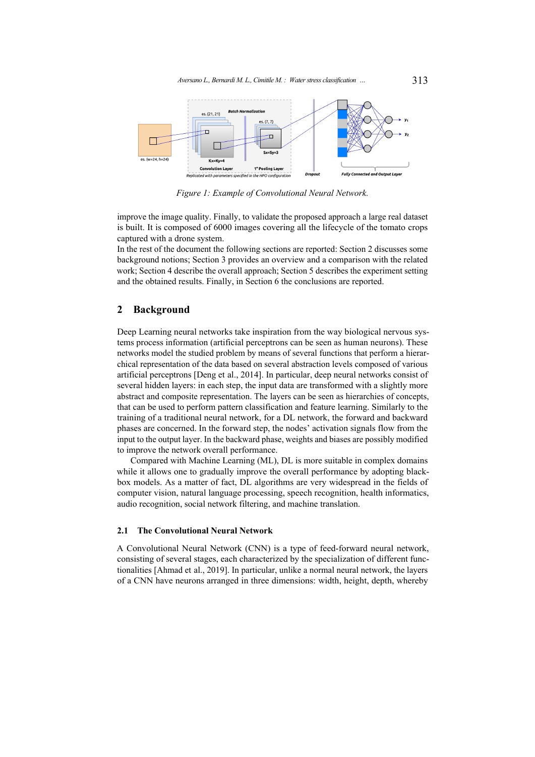*Figure 1: Example of Convolutional Neural Network.*

improve the image quality. Finally, to validate the proposed approach a large real dataset is built. It is composed of 6000 images covering all the lifecycle of the tomato crops captured with a drone system.

In the rest of the document the following sections are reported: Section 2 discusses some background notions; Section 3 provides an overview and a comparison with the related work; Section 4 describe the overall approach; Section 5 describes the experiment setting and the obtained results. Finally, in Section 6 the conclusions are reported.

## 2 Background

Deep Learning neural networks take inspiration from the way biological nervous systems process information (artificial perceptrons can be seen as human neurons). These networks model the studied problem by means of several functions that perform a hierarchical representation of the data based on several abstraction levels composed of various artificial perceptrons [Deng et al., 2014]. In particular, deep neural networks consist of several hidden layers: in each step, the input data are transformed with a slightly more abstract and composite representation. The layers can be seen as hierarchies of concepts, that can be used to perform pattern classification and feature learning. Similarly to the training of a traditional neural network, for a DL network, the forward and backward phases are concerned. In the forward step, the nodes' activation signals flow from the input to the output layer. In the backward phase, weights and biases are possibly modified to improve the network overall performance.

Compared with Machine Learning (ML), DL is more suitable in complex domains while it allows one to gradually improve the overall performance by adopting black-box models. As a matter of fact, DL algorithms are very widespread in the fields of computer vision, natural language processing, speech recognition, health informatics, audio recognition, social network filtering, and machine translation.

### 2.1 The Convolutional Neural Network

A Convolutional Neural Network (CNN) is a type of feed-forward neural network, consisting of several stages, each characterized by the specialization of different functionalities [Ahmad et al., 2019]. In particular, unlike a normal neural network, the layers of a CNN have neurons arranged in three dimensions: width, height, depth, whereby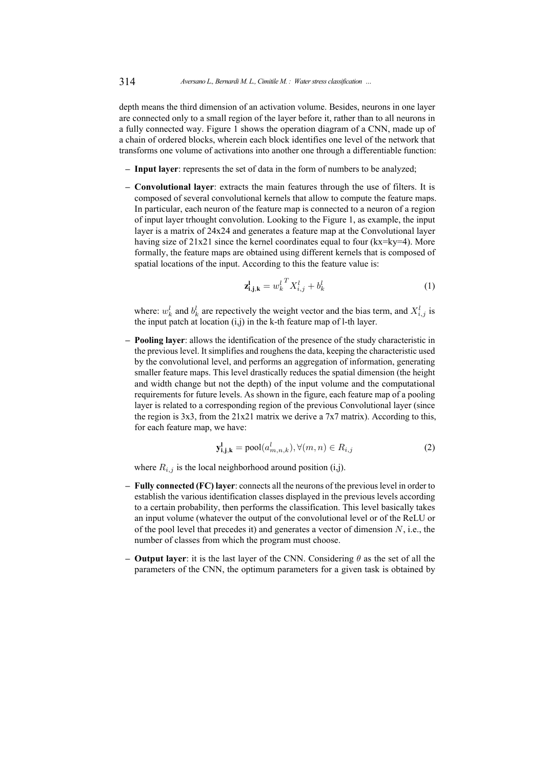depth means the third dimension of an activation volume. Besides, neurons in one layer are connected only to a small region of the layer before it, rather than to all neurons in a fully connected way. Figure 1 shows the operation diagram of a CNN, made up of a chain of ordered blocks, wherein each block identifies one level of the network that transforms one volume of activations into another one through a differentiable function:

- **Input layer**: represents the set of data in the form of numbers to be analyzed;
- **Convolutional layer**: extracts the main features through the use of filters. It is composed of several convolutional kernels that allow to compute the feature maps. In particular, each neuron of the feature map is connected to a neuron of a region of input layer trhought convolution. Looking to the Figure 1, as example, the input layer is a matrix of 24x24 and generates a feature map at the Convolutional layer having size of 21x21 since the kernel coordinates equal to four (kx=ky=4). More formally, the feature maps are obtained using different kernels that is composed of spatial locations of the input. According to this the feature value is:

$$\mathbf{z^l_{i,j,k}} = {w^l_k}^T X^l_{i,j} + b^l_k \tag{1}$$

  where: $w^l_k$ and $b^l_k$ are repectively the weight vector and the bias term, and $X^l_{i,j}$ is the input patch at location (i,j) in the k-th feature map of l-th layer.

- **Pooling layer**: allows the identification of the presence of the study characteristic in the previous level. It simplifies and roughens the data, keeping the characteristic used by the convolutional level, and performs an aggregation of information, generating smaller feature maps. This level drastically reduces the spatial dimension (the height and width change but not the depth) of the input volume and the computational requirements for future levels. As shown in the figure, each feature map of a pooling layer is related to a corresponding region of the previous Convolutional layer (since the region is 3x3, from the 21x21 matrix we derive a 7x7 matrix). According to this, for each feature map, we have:

$$\mathbf{y^l_{i,j,k}} = \text{pool}(a^l_{m,n,k}), \forall (m,n) \in R_{i,j} \tag{2}$$

  where $R_{i,j}$ is the local neighborhood around position (i,j).

- **Fully connected (FC) layer**: connects all the neurons of the previous level in order to establish the various identification classes displayed in the previous levels according to a certain probability, then performs the classification. This level basically takes an input volume (whatever the output of the convolutional level or of the ReLU or of the pool level that precedes it) and generates a vector of dimension $N$, i.e., the number of classes from which the program must choose.
- **Output layer**: it is the last layer of the CNN. Considering $\theta$ as the set of all the parameters of the CNN, the optimum parameters for a given task is obtained by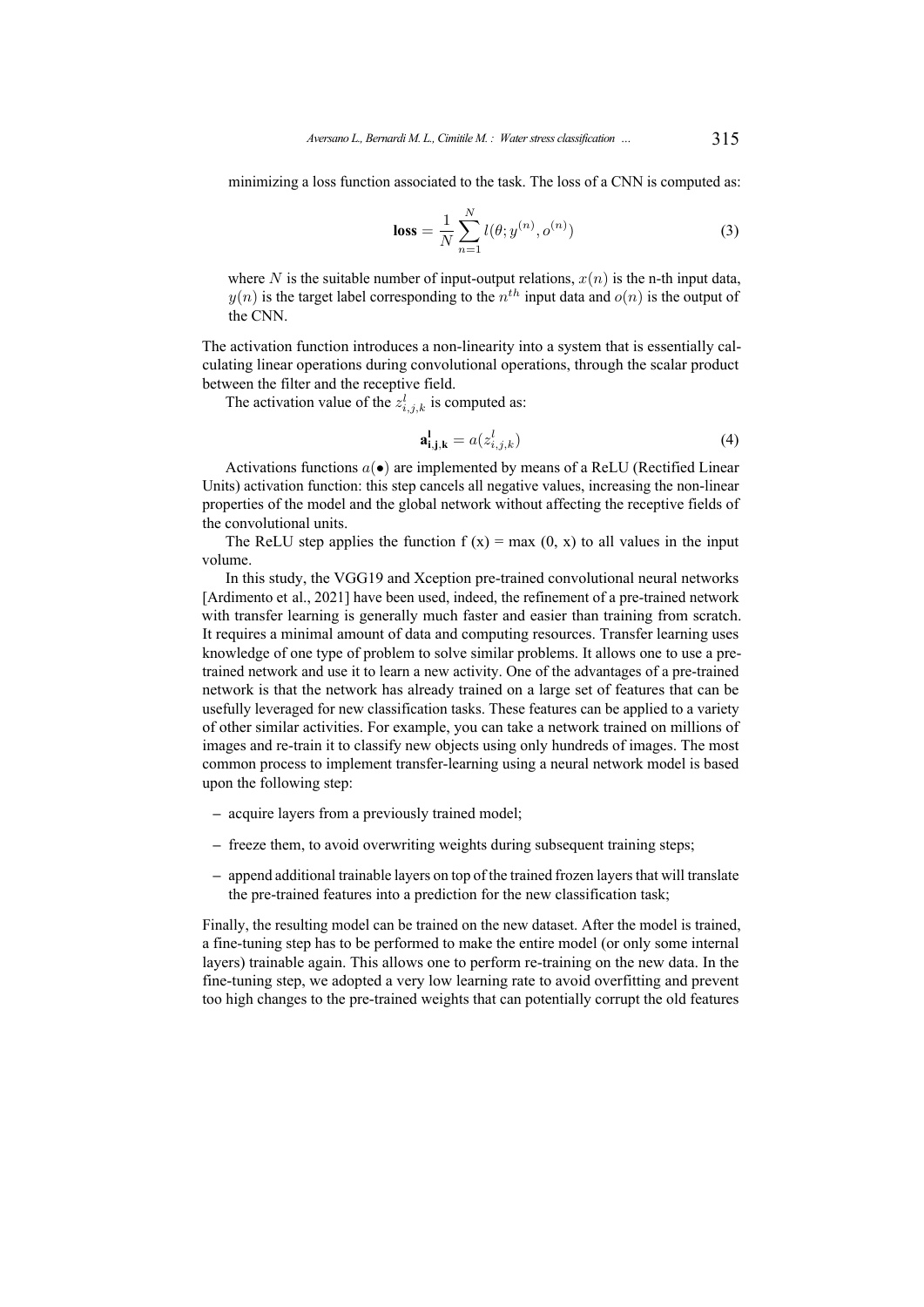minimizing a loss function associated to the task. The loss of a CNN is computed as:

$$\textbf{loss} = \frac{1}{N}\sum_{n=1}^{N} l(\theta; y^{(n)}, o^{(n)}) \tag{3}$$

where $N$ is the suitable number of input-output relations, $x(n)$ is the n-th input data, $y(n)$ is the target label corresponding to the $n^{th}$ input data and $o(n)$ is the output of the CNN.

The activation function introduces a non-linearity into a system that is essentially calculating linear operations during convolutional operations, through the scalar product between the filter and the receptive field.

The activation value of the $z^l_{i,j,k}$ is computed as:

$$\mathbf{a^l_{i,j,k}} = a(z^l_{i,j,k}) \tag{4}$$

Activations functions $a(\bullet)$ are implemented by means of a ReLU (Rectified Linear Units) activation function: this step cancels all negative values, increasing the non-linear properties of the model and the global network without affecting the receptive fields of the convolutional units.

The ReLU step applies the function f (x) = max (0, x) to all values in the input volume.

In this study, the VGG19 and Xception pre-trained convolutional neural networks [Ardimento et al., 2021] have been used, indeed, the refinement of a pre-trained network with transfer learning is generally much faster and easier than training from scratch. It requires a minimal amount of data and computing resources. Transfer learning uses knowledge of one type of problem to solve similar problems. It allows one to use a pre-trained network and use it to learn a new activity. One of the advantages of a pre-trained network is that the network has already trained on a large set of features that can be usefully leveraged for new classification tasks. These features can be applied to a variety of other similar activities. For example, you can take a network trained on millions of images and re-train it to classify new objects using only hundreds of images. The most common process to implement transfer-learning using a neural network model is based upon the following step:

- acquire layers from a previously trained model;
- freeze them, to avoid overwriting weights during subsequent training steps;
- append additional trainable layers on top of the trained frozen layers that will translate the pre-trained features into a prediction for the new classification task;

Finally, the resulting model can be trained on the new dataset. After the model is trained, a fine-tuning step has to be performed to make the entire model (or only some internal layers) trainable again. This allows one to perform re-training on the new data. In the fine-tuning step, we adopted a very low learning rate to avoid overfitting and prevent too high changes to the pre-trained weights that can potentially corrupt the old features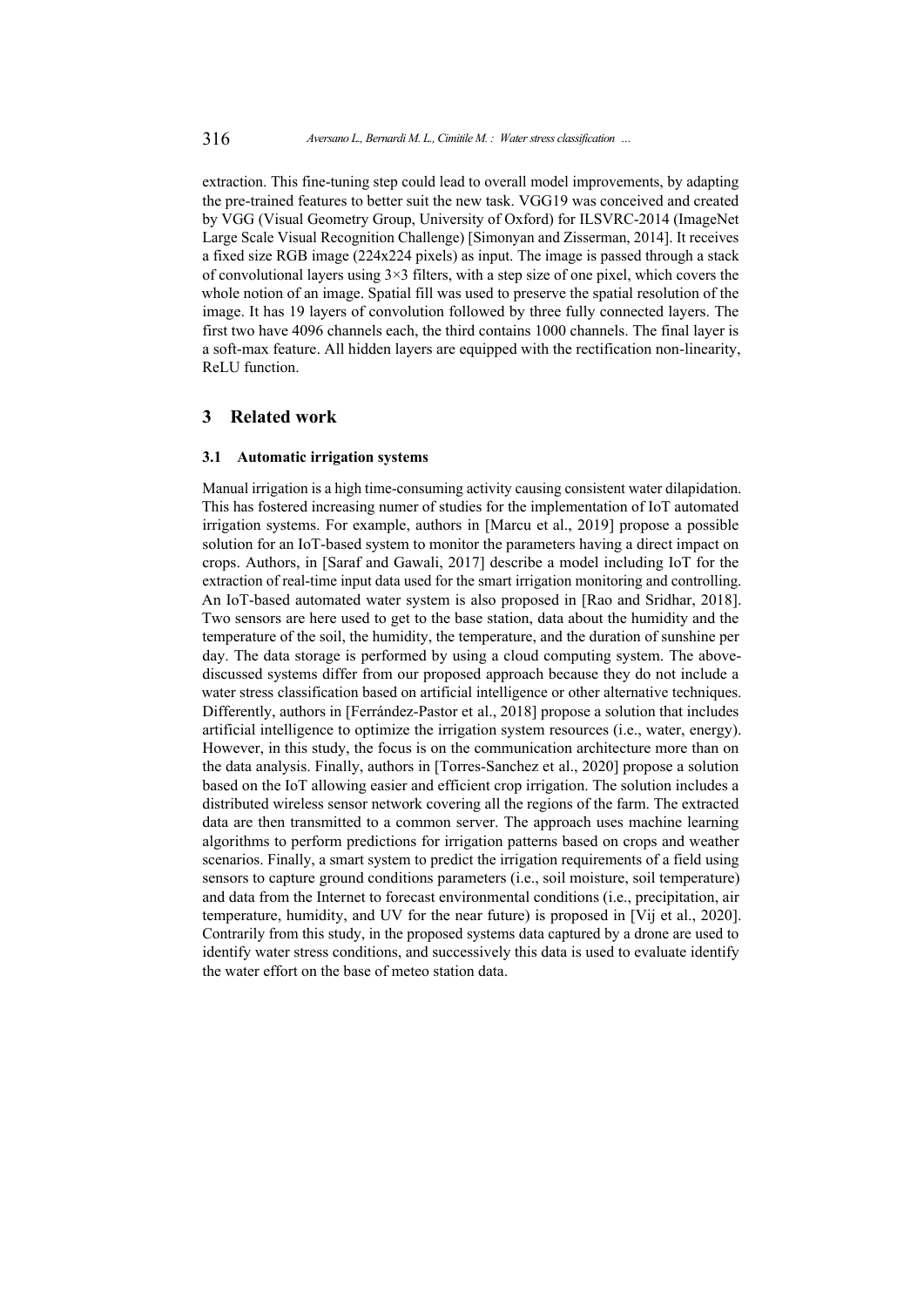extraction. This fine-tuning step could lead to overall model improvements, by adapting the pre-trained features to better suit the new task. VGG19 was conceived and created by VGG (Visual Geometry Group, University of Oxford) for ILSVRC-2014 (ImageNet Large Scale Visual Recognition Challenge) [Simonyan and Zisserman, 2014]. It receives a fixed size RGB image (224x224 pixels) as input. The image is passed through a stack of convolutional layers using 3×3 filters, with a step size of one pixel, which covers the whole notion of an image. Spatial fill was used to preserve the spatial resolution of the image. It has 19 layers of convolution followed by three fully connected layers. The first two have 4096 channels each, the third contains 1000 channels. The final layer is a soft-max feature. All hidden layers are equipped with the rectification non-linearity, ReLU function.

## 3 Related work

### 3.1 Automatic irrigation systems

Manual irrigation is a high time-consuming activity causing consistent water dilapidation. This has fostered increasing numer of studies for the implementation of IoT automated irrigation systems. For example, authors in [Marcu et al., 2019] propose a possible solution for an IoT-based system to monitor the parameters having a direct impact on crops. Authors, in [Saraf and Gawali, 2017] describe a model including IoT for the extraction of real-time input data used for the smart irrigation monitoring and controlling. An IoT-based automated water system is also proposed in [Rao and Sridhar, 2018]. Two sensors are here used to get to the base station, data about the humidity and the temperature of the soil, the humidity, the temperature, and the duration of sunshine per day. The data storage is performed by using a cloud computing system. The above-discussed systems differ from our proposed approach because they do not include a water stress classification based on artificial intelligence or other alternative techniques. Differently, authors in [Ferrández-Pastor et al., 2018] propose a solution that includes artificial intelligence to optimize the irrigation system resources (i.e., water, energy). However, in this study, the focus is on the communication architecture more than on the data analysis. Finally, authors in [Torres-Sanchez et al., 2020] propose a solution based on the IoT allowing easier and efficient crop irrigation. The solution includes a distributed wireless sensor network covering all the regions of the farm. The extracted data are then transmitted to a common server. The approach uses machine learning algorithms to perform predictions for irrigation patterns based on crops and weather scenarios. Finally, a smart system to predict the irrigation requirements of a field using sensors to capture ground conditions parameters (i.e., soil moisture, soil temperature) and data from the Internet to forecast environmental conditions (i.e., precipitation, air temperature, humidity, and UV for the near future) is proposed in [Vij et al., 2020]. Contrarily from this study, in the proposed systems data captured by a drone are used to identify water stress conditions, and successively this data is used to evaluate identify the water effort on the base of meteo station data.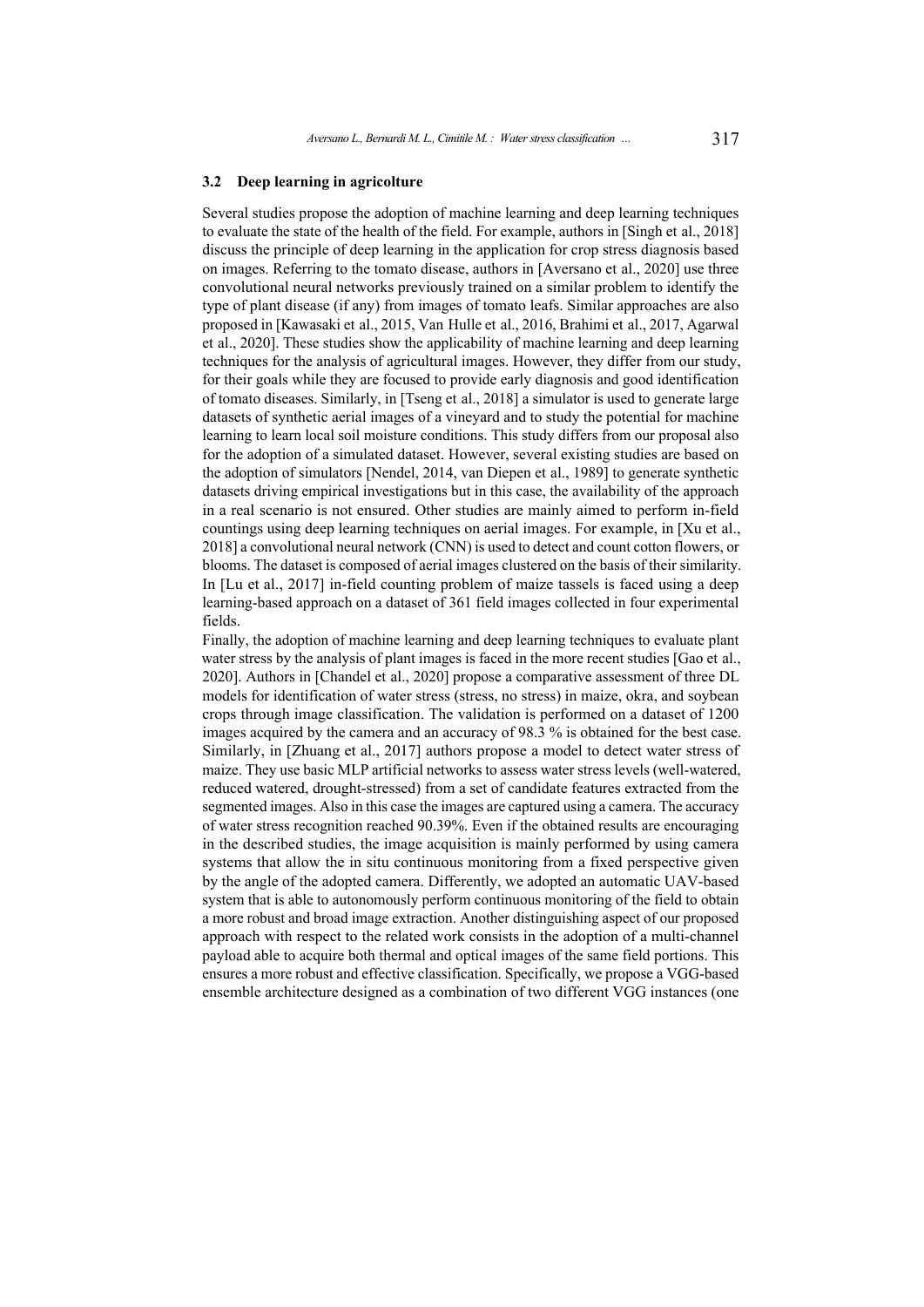### 3.2 Deep learning in agricolture

Several studies propose the adoption of machine learning and deep learning techniques to evaluate the state of the health of the field. For example, authors in [Singh et al., 2018] discuss the principle of deep learning in the application for crop stress diagnosis based on images. Referring to the tomato disease, authors in [Aversano et al., 2020] use three convolutional neural networks previously trained on a similar problem to identify the type of plant disease (if any) from images of tomato leafs. Similar approaches are also proposed in [Kawasaki et al., 2015, Van Hulle et al., 2016, Brahimi et al., 2017, Agarwal et al., 2020]. These studies show the applicability of machine learning and deep learning techniques for the analysis of agricultural images. However, they differ from our study, for their goals while they are focused to provide early diagnosis and good identification of tomato diseases. Similarly, in [Tseng et al., 2018] a simulator is used to generate large datasets of synthetic aerial images of a vineyard and to study the potential for machine learning to learn local soil moisture conditions. This study differs from our proposal also for the adoption of a simulated dataset. However, several existing studies are based on the adoption of simulators [Nendel, 2014, van Diepen et al., 1989] to generate synthetic datasets driving empirical investigations but in this case, the availability of the approach in a real scenario is not ensured. Other studies are mainly aimed to perform in-field countings using deep learning techniques on aerial images. For example, in [Xu et al., 2018] a convolutional neural network (CNN) is used to detect and count cotton flowers, or blooms. The dataset is composed of aerial images clustered on the basis of their similarity. In [Lu et al., 2017] in-field counting problem of maize tassels is faced using a deep learning-based approach on a dataset of 361 field images collected in four experimental fields.

Finally, the adoption of machine learning and deep learning techniques to evaluate plant water stress by the analysis of plant images is faced in the more recent studies [Gao et al., 2020]. Authors in [Chandel et al., 2020] propose a comparative assessment of three DL models for identification of water stress (stress, no stress) in maize, okra, and soybean crops through image classification. The validation is performed on a dataset of 1200 images acquired by the camera and an accuracy of 98.3 % is obtained for the best case. Similarly, in [Zhuang et al., 2017] authors propose a model to detect water stress of maize. They use basic MLP artificial networks to assess water stress levels (well-watered, reduced watered, drought-stressed) from a set of candidate features extracted from the segmented images. Also in this case the images are captured using a camera. The accuracy of water stress recognition reached 90.39%. Even if the obtained results are encouraging in the described studies, the image acquisition is mainly performed by using camera systems that allow the in situ continuous monitoring from a fixed perspective given by the angle of the adopted camera. Differently, we adopted an automatic UAV-based system that is able to autonomously perform continuous monitoring of the field to obtain a more robust and broad image extraction. Another distinguishing aspect of our proposed approach with respect to the related work consists in the adoption of a multi-channel payload able to acquire both thermal and optical images of the same field portions. This ensures a more robust and effective classification. Specifically, we propose a VGG-based ensemble architecture designed as a combination of two different VGG instances (one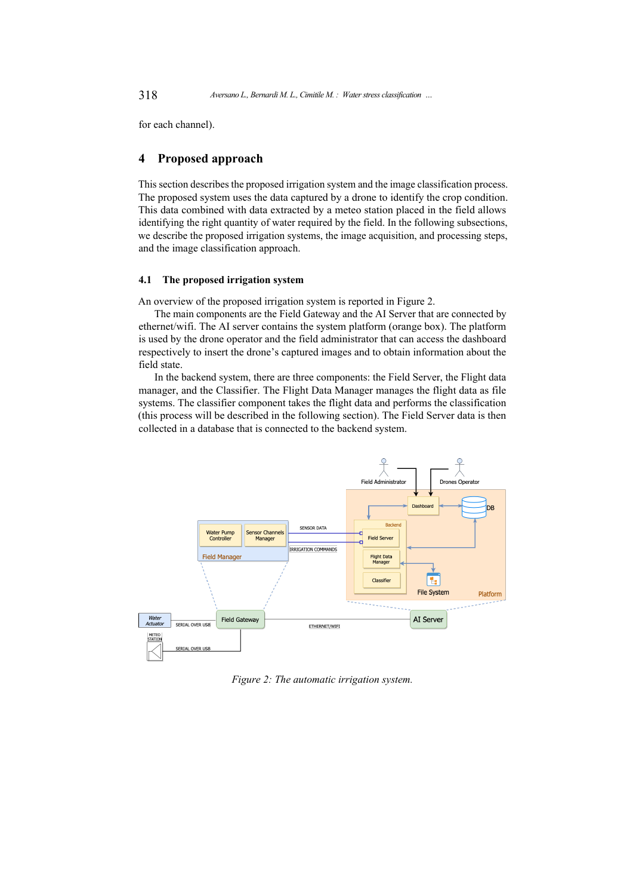for each channel).

## 4 Proposed approach

This section describes the proposed irrigation system and the image classification process. The proposed system uses the data captured by a drone to identify the crop condition. This data combined with data extracted by a meteo station placed in the field allows identifying the right quantity of water required by the field. In the following subsections, we describe the proposed irrigation systems, the image acquisition, and processing steps, and the image classification approach.

### 4.1 The proposed irrigation system

An overview of the proposed irrigation system is reported in Figure 2.

The main components are the Field Gateway and the AI Server that are connected by ethernet/wifi. The AI server contains the system platform (orange box). The platform is used by the drone operator and the field administrator that can access the dashboard respectively to insert the drone's captured images and to obtain information about the field state.

In the backend system, there are three components: the Field Server, the Flight data manager, and the Classifier. The Flight Data Manager manages the flight data as file systems. The classifier component takes the flight data and performs the classification (this process will be described in the following section). The Field Server data is then collected in a database that is connected to the backend system.

*Figure 2: The automatic irrigation system.*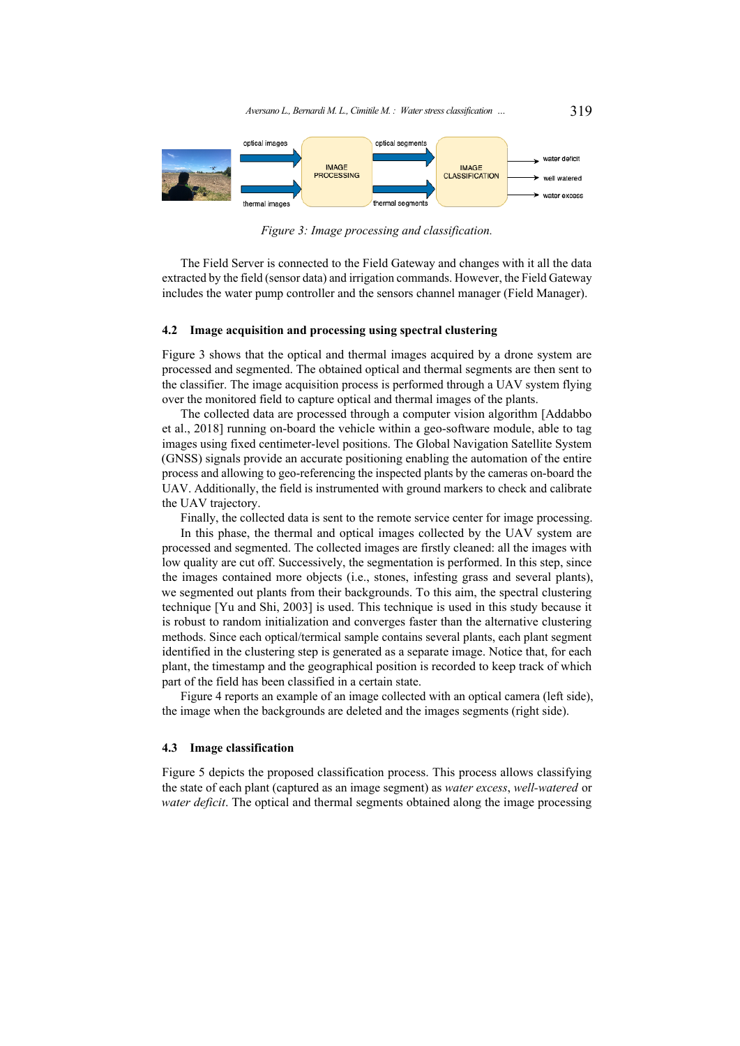Figure 3: Image processing and classification.

The Field Server is connected to the Field Gateway and changes with it all the data extracted by the field (sensor data) and irrigation commands. However, the Field Gateway includes the water pump controller and the sensors channel manager (Field Manager).

### 4.2 Image acquisition and processing using spectral clustering

Figure 3 shows that the optical and thermal images acquired by a drone system are processed and segmented. The obtained optical and thermal segments are then sent to the classifier. The image acquisition process is performed through a UAV system flying over the monitored field to capture optical and thermal images of the plants.

The collected data are processed through a computer vision algorithm [Addabbo et al., 2018] running on-board the vehicle within a geo-software module, able to tag images using fixed centimeter-level positions. The Global Navigation Satellite System (GNSS) signals provide an accurate positioning enabling the automation of the entire process and allowing to geo-referencing the inspected plants by the cameras on-board the UAV. Additionally, the field is instrumented with ground markers to check and calibrate the UAV trajectory.

Finally, the collected data is sent to the remote service center for image processing.

In this phase, the thermal and optical images collected by the UAV system are processed and segmented. The collected images are firstly cleaned: all the images with low quality are cut off. Successively, the segmentation is performed. In this step, since the images contained more objects (i.e., stones, infesting grass and several plants), we segmented out plants from their backgrounds. To this aim, the spectral clustering technique [Yu and Shi, 2003] is used. This technique is used in this study because it is robust to random initialization and converges faster than the alternative clustering methods. Since each optical/termical sample contains several plants, each plant segment identified in the clustering step is generated as a separate image. Notice that, for each plant, the timestamp and the geographical position is recorded to keep track of which part of the field has been classified in a certain state.

Figure 4 reports an example of an image collected with an optical camera (left side), the image when the backgrounds are deleted and the images segments (right side).

### 4.3 Image classification

Figure 5 depicts the proposed classification process. This process allows classifying the state of each plant (captured as an image segment) as *water excess*, *well-watered* or *water deficit*. The optical and thermal segments obtained along the image processing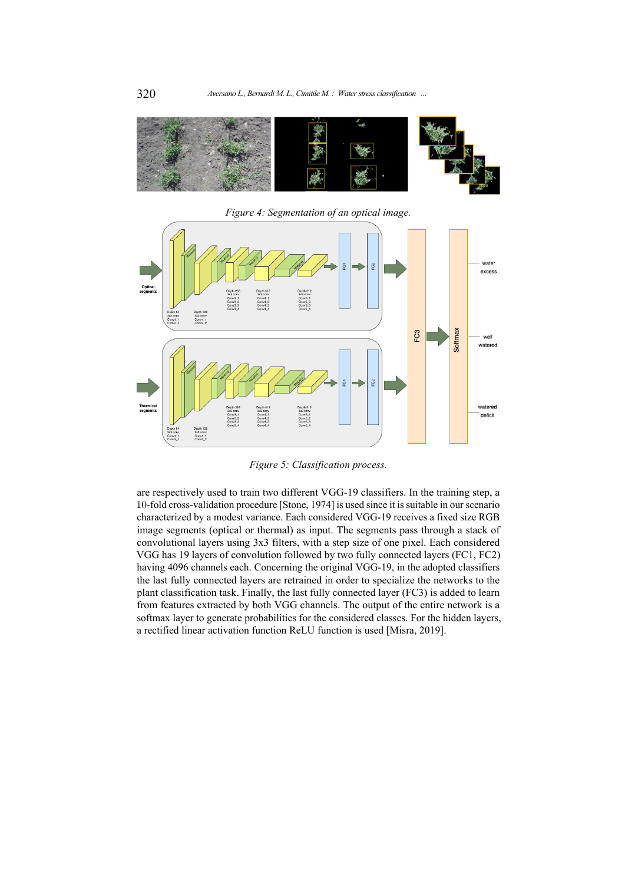Figure 4: Segmentation of an optical image.

Figure 5: Classification process.

are respectively used to train two different VGG-19 classifiers. In the training step, a 10-fold cross-validation procedure [Stone, 1974] is used since it is suitable in our scenario characterized by a modest variance. Each considered VGG-19 receives a fixed size RGB image segments (optical or thermal) as input. The segments pass through a stack of convolutional layers using 3x3 filters, with a step size of one pixel. Each considered VGG has 19 layers of convolution followed by two fully connected layers (FC1, FC2) having 4096 channels each. Concerning the original VGG-19, in the adopted classifiers the last fully connected layers are retrained in order to specialize the networks to the plant classification task. Finally, the last fully connected layer (FC3) is added to learn from features extracted by both VGG channels. The output of the entire network is a softmax layer to generate probabilities for the considered classes. For the hidden layers, a rectified linear activation function ReLU function is used [Misra, 2019].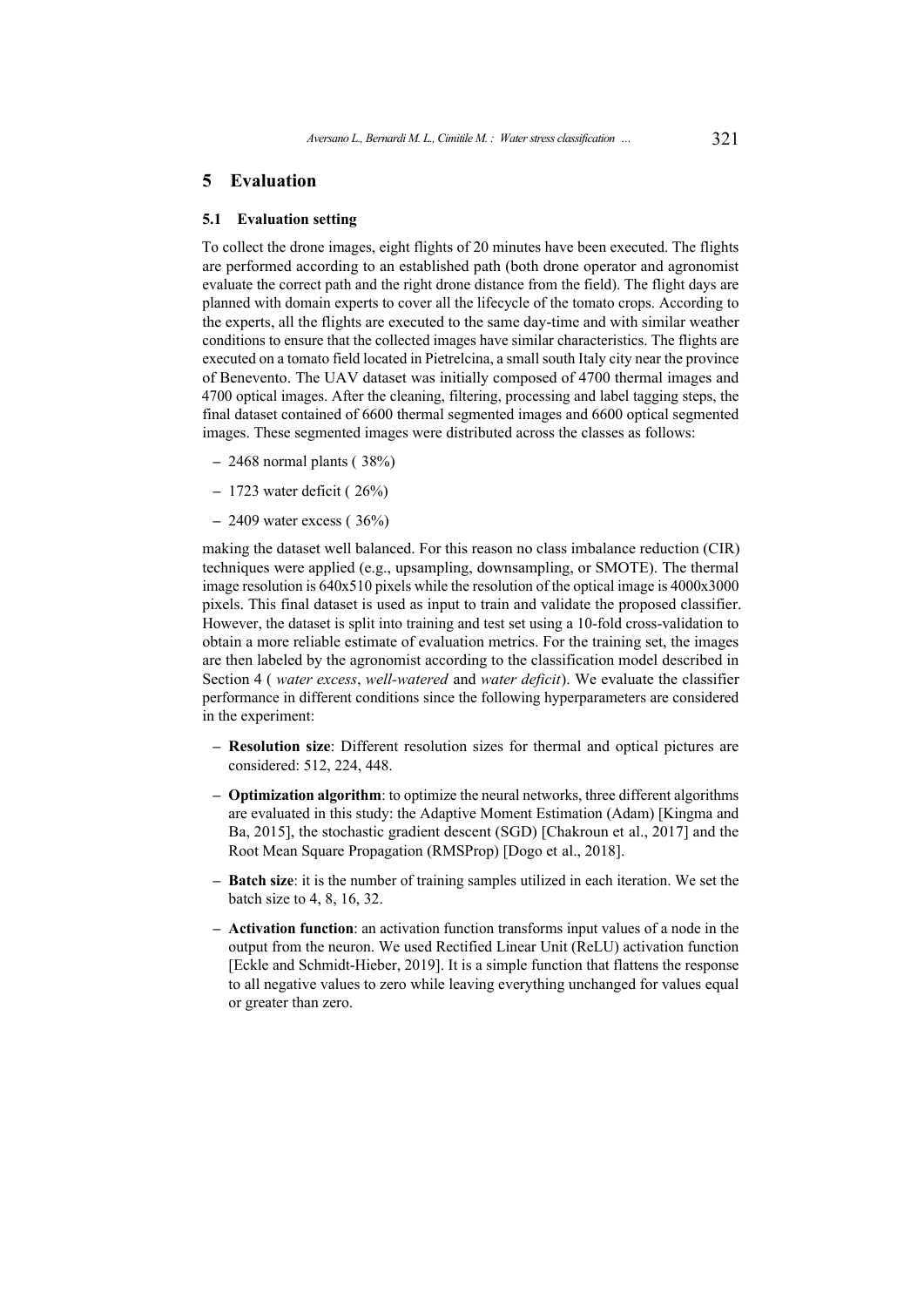## 5 Evaluation

### 5.1 Evaluation setting

To collect the drone images, eight flights of 20 minutes have been executed. The flights are performed according to an established path (both drone operator and agronomist evaluate the correct path and the right drone distance from the field). The flight days are planned with domain experts to cover all the lifecycle of the tomato crops. According to the experts, all the flights are executed to the same day-time and with similar weather conditions to ensure that the collected images have similar characteristics. The flights are executed on a tomato field located in Pietrelcina, a small south Italy city near the province of Benevento. The UAV dataset was initially composed of 4700 thermal images and 4700 optical images. After the cleaning, filtering, processing and label tagging steps, the final dataset contained of 6600 thermal segmented images and 6600 optical segmented images. These segmented images were distributed across the classes as follows:

- 2468 normal plants ( 38%)
- 1723 water deficit ( 26%)
- 2409 water excess ( 36%)

making the dataset well balanced. For this reason no class imbalance reduction (CIR) techniques were applied (e.g., upsampling, downsampling, or SMOTE). The thermal image resolution is 640x510 pixels while the resolution of the optical image is 4000x3000 pixels. This final dataset is used as input to train and validate the proposed classifier. However, the dataset is split into training and test set using a 10-fold cross-validation to obtain a more reliable estimate of evaluation metrics. For the training set, the images are then labeled by the agronomist according to the classification model described in Section 4 ( *water excess*, *well-watered* and *water deficit*). We evaluate the classifier performance in different conditions since the following hyperparameters are considered in the experiment:

- **Resolution size**: Different resolution sizes for thermal and optical pictures are considered: 512, 224, 448.
- **Optimization algorithm**: to optimize the neural networks, three different algorithms are evaluated in this study: the Adaptive Moment Estimation (Adam) [Kingma and Ba, 2015], the stochastic gradient descent (SGD) [Chakroun et al., 2017] and the Root Mean Square Propagation (RMSProp) [Dogo et al., 2018].
- **Batch size**: it is the number of training samples utilized in each iteration. We set the batch size to 4, 8, 16, 32.
- **Activation function**: an activation function transforms input values of a node in the output from the neuron. We used Rectified Linear Unit (ReLU) activation function [Eckle and Schmidt-Hieber, 2019]. It is a simple function that flattens the response to all negative values to zero while leaving everything unchanged for values equal or greater than zero.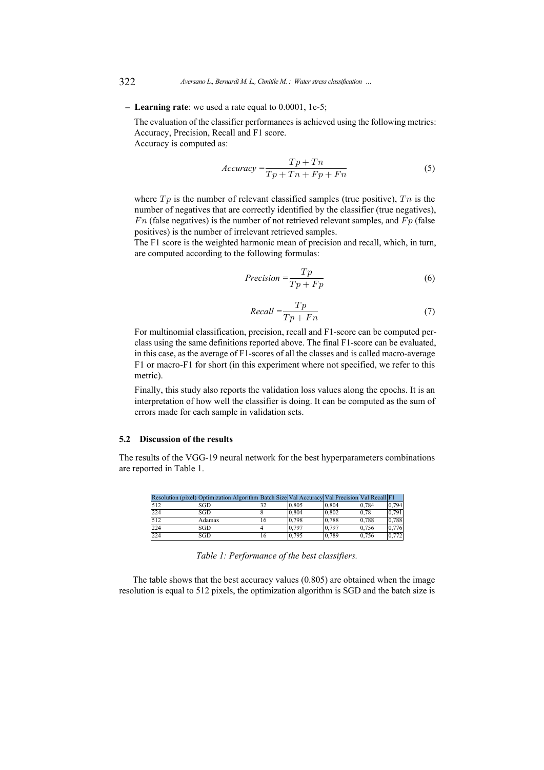– **Learning rate**: we used a rate equal to 0.0001, 1e-5;

The evaluation of the classifier performances is achieved using the following metrics: Accuracy, Precision, Recall and F1 score.
Accuracy is computed as:

$$Accuracy = \frac{Tp + Tn}{Tp + Tn + Fp + Fn} \tag{5}$$

where $Tp$ is the number of relevant classified samples (true positive), $Tn$ is the number of negatives that are correctly identified by the classifier (true negatives), $Fn$ (false negatives) is the number of not retrieved relevant samples, and $Fp$ (false positives) is the number of irrelevant retrieved samples.
The F1 score is the weighted harmonic mean of precision and recall, which, in turn, are computed according to the following formulas:

$$Precision = \frac{Tp}{Tp + Fp} \tag{6}$$

$$Recall = \frac{Tp}{Tp + Fn} \tag{7}$$

For multinomial classification, precision, recall and F1-score can be computed per-class using the same definitions reported above. The final F1-score can be evaluated, in this case, as the average of F1-scores of all the classes and is called macro-average F1 or macro-F1 for short (in this experiment where not specified, we refer to this metric).

Finally, this study also reports the validation loss values along the epochs. It is an interpretation of how well the classifier is doing. It can be computed as the sum of errors made for each sample in validation sets.

### 5.2 Discussion of the results

The results of the VGG-19 neural network for the best hyperparameters combinations are reported in Table 1.

| Resolution (pixel) | Optimization Algorithm | Batch Size | Val Accuracy | Val Precision | Val Recall | F1 |
|---|---|---|---|---|---|---|
| 512 | SGD | 32 | 0,805 | 0,804 | 0,784 | 0,794 |
| 224 | SGD | 8 | 0,804 | 0,802 | 0,78 | 0,791 |
| 512 | Adamax | 16 | 0,798 | 0,788 | 0,788 | 0,788 |
| 224 | SGD | 4 | 0,797 | 0,797 | 0,756 | 0,776 |
| 224 | SGD | 16 | 0,795 | 0,789 | 0,756 | 0,772 |

*Table 1: Performance of the best classifiers.*

The table shows that the best accuracy values (0.805) are obtained when the image resolution is equal to 512 pixels, the optimization algorithm is SGD and the batch size is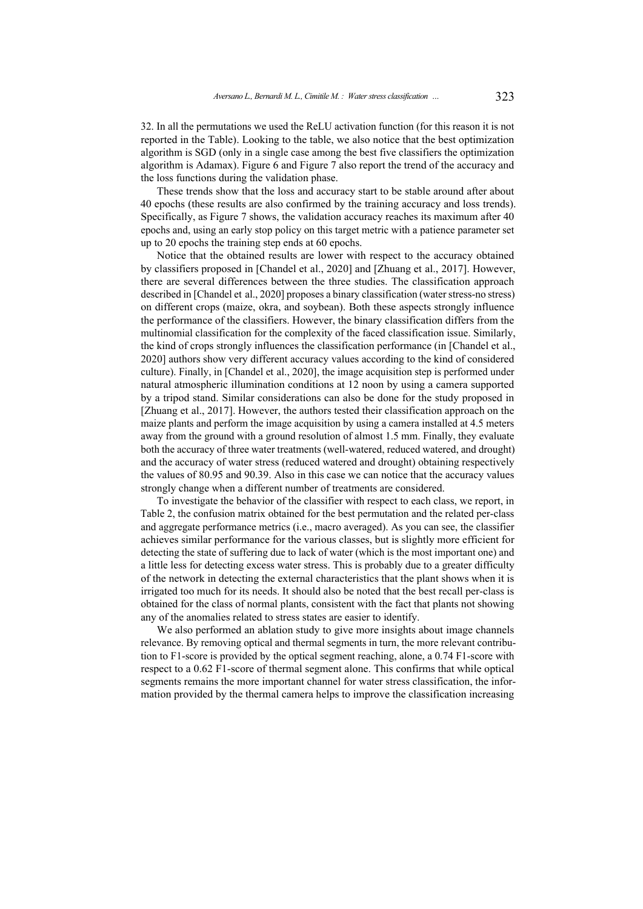32. In all the permutations we used the ReLU activation function (for this reason it is not reported in the Table). Looking to the table, we also notice that the best optimization algorithm is SGD (only in a single case among the best five classifiers the optimization algorithm is Adamax). Figure 6 and Figure 7 also report the trend of the accuracy and the loss functions during the validation phase.

These trends show that the loss and accuracy start to be stable around after about 40 epochs (these results are also confirmed by the training accuracy and loss trends). Specifically, as Figure 7 shows, the validation accuracy reaches its maximum after 40 epochs and, using an early stop policy on this target metric with a patience parameter set up to 20 epochs the training step ends at 60 epochs.

Notice that the obtained results are lower with respect to the accuracy obtained by classifiers proposed in [Chandel et al., 2020] and [Zhuang et al., 2017]. However, there are several differences between the three studies. The classification approach described in [Chandel et al., 2020] proposes a binary classification (water stress-no stress) on different crops (maize, okra, and soybean). Both these aspects strongly influence the performance of the classifiers. However, the binary classification differs from the multinomial classification for the complexity of the faced classification issue. Similarly, the kind of crops strongly influences the classification performance (in [Chandel et al., 2020] authors show very different accuracy values according to the kind of considered culture). Finally, in [Chandel et al., 2020], the image acquisition step is performed under natural atmospheric illumination conditions at 12 noon by using a camera supported by a tripod stand. Similar considerations can also be done for the study proposed in [Zhuang et al., 2017]. However, the authors tested their classification approach on the maize plants and perform the image acquisition by using a camera installed at 4.5 meters away from the ground with a ground resolution of almost 1.5 mm. Finally, they evaluate both the accuracy of three water treatments (well-watered, reduced watered, and drought) and the accuracy of water stress (reduced watered and drought) obtaining respectively the values of 80.95 and 90.39. Also in this case we can notice that the accuracy values strongly change when a different number of treatments are considered.

To investigate the behavior of the classifier with respect to each class, we report, in Table 2, the confusion matrix obtained for the best permutation and the related per-class and aggregate performance metrics (i.e., macro averaged). As you can see, the classifier achieves similar performance for the various classes, but is slightly more efficient for detecting the state of suffering due to lack of water (which is the most important one) and a little less for detecting excess water stress. This is probably due to a greater difficulty of the network in detecting the external characteristics that the plant shows when it is irrigated too much for its needs. It should also be noted that the best recall per-class is obtained for the class of normal plants, consistent with the fact that plants not showing any of the anomalies related to stress states are easier to identify.

We also performed an ablation study to give more insights about image channels relevance. By removing optical and thermal segments in turn, the more relevant contribution to F1-score is provided by the optical segment reaching, alone, a 0.74 F1-score with respect to a 0.62 F1-score of thermal segment alone. This confirms that while optical segments remains the more important channel for water stress classification, the information provided by the thermal camera helps to improve the classification increasing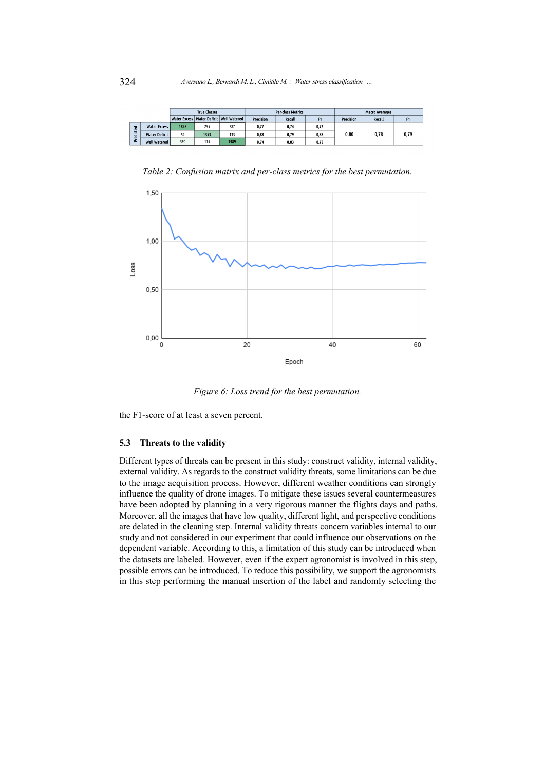|  |  | True Classes |  |  | Per-class Metrics |  |  | Macro Averages |  |  |
| --- | --- | --- | --- | --- | --- | --- | --- | --- | --- | --- |
|  |  | Water Excess | Water Deficit | Well Watered | Precision | Recall | F1 | Precision | Recall | F1 |
| Predicted | Water Excess | 1828 | 255 | 287 | 0,77 | 0,74 | 0,76 | 0,80 | 0,78 | 0,79 |
|  | Water Deficit | 50 | 1353 | 133 | 0,88 | 0,79 | 0,83 |  |  |  |
|  | Well Watered | 590 | 115 | 1989 | 0,74 | 0,83 | 0,78 |  |  |  |

*Table 2: Confusion matrix and per-class metrics for the best permutation.*

*Figure 6: Loss trend for the best permutation.*

the F1-score of at least a seven percent.

### 5.3 Threats to the validity

Different types of threats can be present in this study: construct validity, internal validity, external validity. As regards to the construct validity threats, some limitations can be due to the image acquisition process. However, different weather conditions can strongly influence the quality of drone images. To mitigate these issues several countermeasures have been adopted by planning in a very rigorous manner the flights days and paths. Moreover, all the images that have low quality, different light, and perspective conditions are delated in the cleaning step. Internal validity threats concern variables internal to our study and not considered in our experiment that could influence our observations on the dependent variable. According to this, a limitation of this study can be introduced when the datasets are labeled. However, even if the expert agronomist is involved in this step, possible errors can be introduced. To reduce this possibility, we support the agronomists in this step performing the manual insertion of the label and randomly selecting the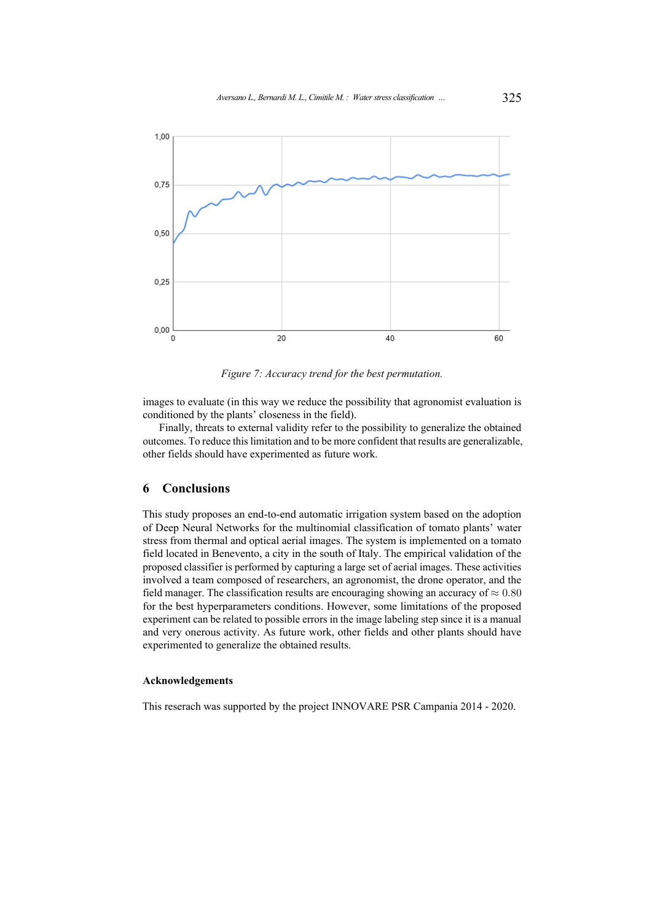Figure 7: Accuracy trend for the best permutation.

images to evaluate (in this way we reduce the possibility that agronomist evaluation is conditioned by the plants' closeness in the field).

Finally, threats to external validity refer to the possibility to generalize the obtained outcomes. To reduce this limitation and to be more confident that results are generalizable, other fields should have experimented as future work.

## 6 Conclusions

This study proposes an end-to-end automatic irrigation system based on the adoption of Deep Neural Networks for the multinomial classification of tomato plants' water stress from thermal and optical aerial images. The system is implemented on a tomato field located in Benevento, a city in the south of Italy. The empirical validation of the proposed classifier is performed by capturing a large set of aerial images. These activities involved a team composed of researchers, an agronomist, the drone operator, and the field manager. The classification results are encouraging showing an accuracy of $\approx 0.80$ for the best hyperparameters conditions. However, some limitations of the proposed experiment can be related to possible errors in the image labeling step since it is a manual and very onerous activity. As future work, other fields and other plants should have experimented to generalize the obtained results.

#### Acknowledgements

This reserach was supported by the project INNOVARE PSR Campania 2014 - 2020.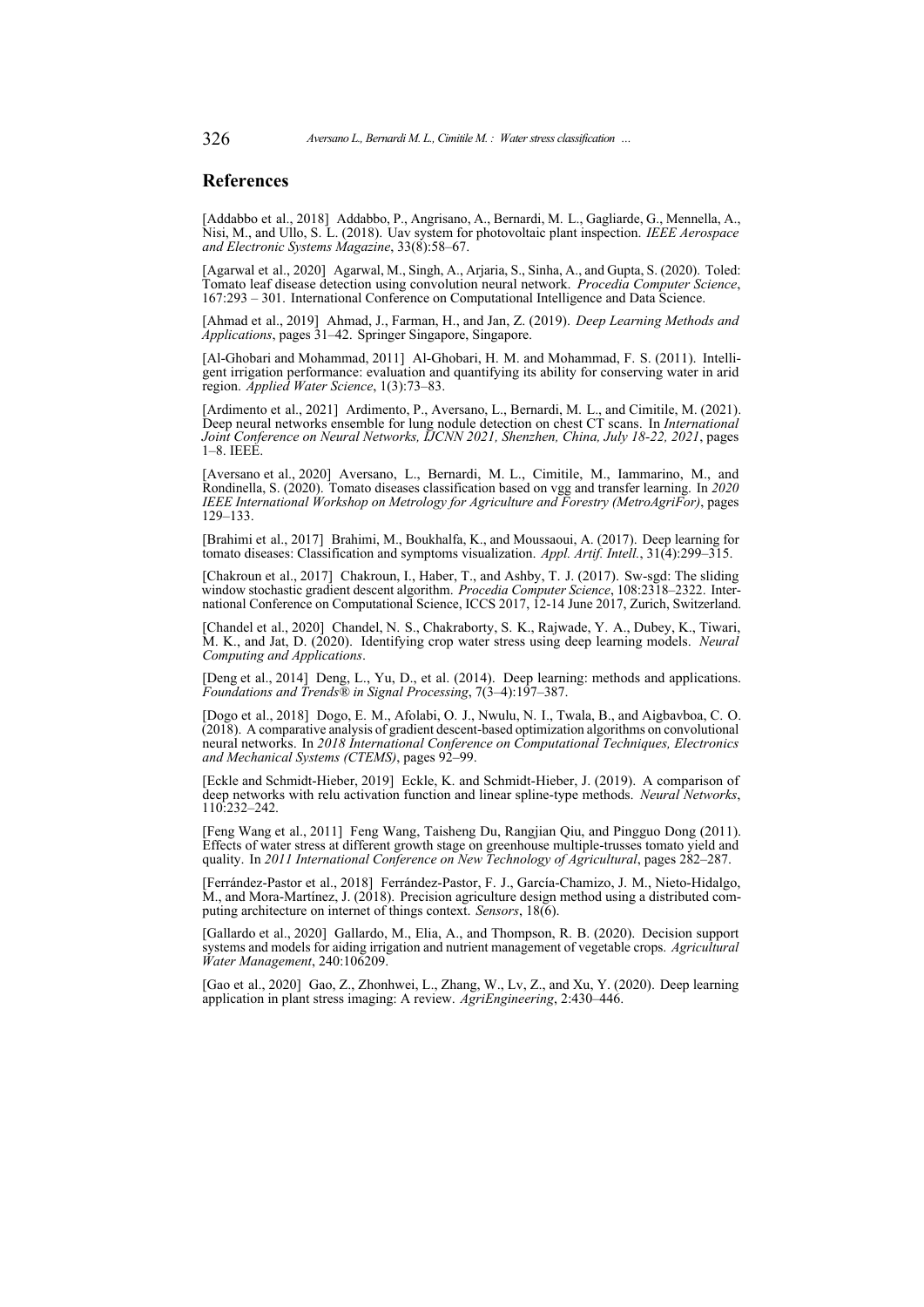## References

[Addabbo et al., 2018] Addabbo, P., Angrisano, A., Bernardi, M. L., Gagliarde, G., Mennella, A., Nisi, M., and Ullo, S. L. (2018). Uav system for photovoltaic plant inspection. *IEEE Aerospace and Electronic Systems Magazine*, 33(8):58–67.

[Agarwal et al., 2020] Agarwal, M., Singh, A., Arjaria, S., Sinha, A., and Gupta, S. (2020). Toled: Tomato leaf disease detection using convolution neural network. *Procedia Computer Science*, 167:293 – 301. International Conference on Computational Intelligence and Data Science.

[Ahmad et al., 2019] Ahmad, J., Farman, H., and Jan, Z. (2019). *Deep Learning Methods and Applications*, pages 31–42. Springer Singapore, Singapore.

[Al-Ghobari and Mohammad, 2011] Al-Ghobari, H. M. and Mohammad, F. S. (2011). Intelligent irrigation performance: evaluation and quantifying its ability for conserving water in arid region. *Applied Water Science*, 1(3):73–83.

[Ardimento et al., 2021] Ardimento, P., Aversano, L., Bernardi, M. L., and Cimitile, M. (2021). Deep neural networks ensemble for lung nodule detection on chest CT scans. In *International Joint Conference on Neural Networks, IJCNN 2021, Shenzhen, China, July 18-22, 2021*, pages 1–8. IEEE.

[Aversano et al., 2020] Aversano, L., Bernardi, M. L., Cimitile, M., Iammarino, M., and Rondinella, S. (2020). Tomato diseases classification based on vgg and transfer learning. In *2020 IEEE International Workshop on Metrology for Agriculture and Forestry (MetroAgriFor)*, pages 129–133.

[Brahimi et al., 2017] Brahimi, M., Boukhalfa, K., and Moussaoui, A. (2017). Deep learning for tomato diseases: Classification and symptoms visualization. *Appl. Artif. Intell.*, 31(4):299–315.

[Chakroun et al., 2017] Chakroun, I., Haber, T., and Ashby, T. J. (2017). Sw-sgd: The sliding window stochastic gradient descent algorithm. *Procedia Computer Science*, 108:2318–2322. International Conference on Computational Science, ICCS 2017, 12-14 June 2017, Zurich, Switzerland.

[Chandel et al., 2020] Chandel, N. S., Chakraborty, S. K., Rajwade, Y. A., Dubey, K., Tiwari, M. K., and Jat, D. (2020). Identifying crop water stress using deep learning models. *Neural Computing and Applications*.

[Deng et al., 2014] Deng, L., Yu, D., et al. (2014). Deep learning: methods and applications. *Foundations and Trends® in Signal Processing*, 7(3–4):197–387.

[Dogo et al., 2018] Dogo, E. M., Afolabi, O. J., Nwulu, N. I., Twala, B., and Aigbavboa, C. O. (2018). A comparative analysis of gradient descent-based optimization algorithms on convolutional neural networks. In *2018 International Conference on Computational Techniques, Electronics and Mechanical Systems (CTEMS)*, pages 92–99.

[Eckle and Schmidt-Hieber, 2019] Eckle, K. and Schmidt-Hieber, J. (2019). A comparison of deep networks with relu activation function and linear spline-type methods. *Neural Networks*, 110:232–242.

[Feng Wang et al., 2011] Feng Wang, Taisheng Du, Rangjian Qiu, and Pingguo Dong (2011). Effects of water stress at different growth stage on greenhouse multiple-trusses tomato yield and quality. In *2011 International Conference on New Technology of Agricultural*, pages 282–287.

[Ferrández-Pastor et al., 2018] Ferrández-Pastor, F. J., García-Chamizo, J. M., Nieto-Hidalgo, M., and Mora-Martínez, J. (2018). Precision agriculture design method using a distributed computing architecture on internet of things context. *Sensors*, 18(6).

[Gallardo et al., 2020] Gallardo, M., Elia, A., and Thompson, R. B. (2020). Decision support systems and models for aiding irrigation and nutrient management of vegetable crops. *Agricultural Water Management*, 240:106209.

[Gao et al., 2020] Gao, Z., Zhonhwei, L., Zhang, W., Lv, Z., and Xu, Y. (2020). Deep learning application in plant stress imaging: A review. *AgriEngineering*, 2:430–446.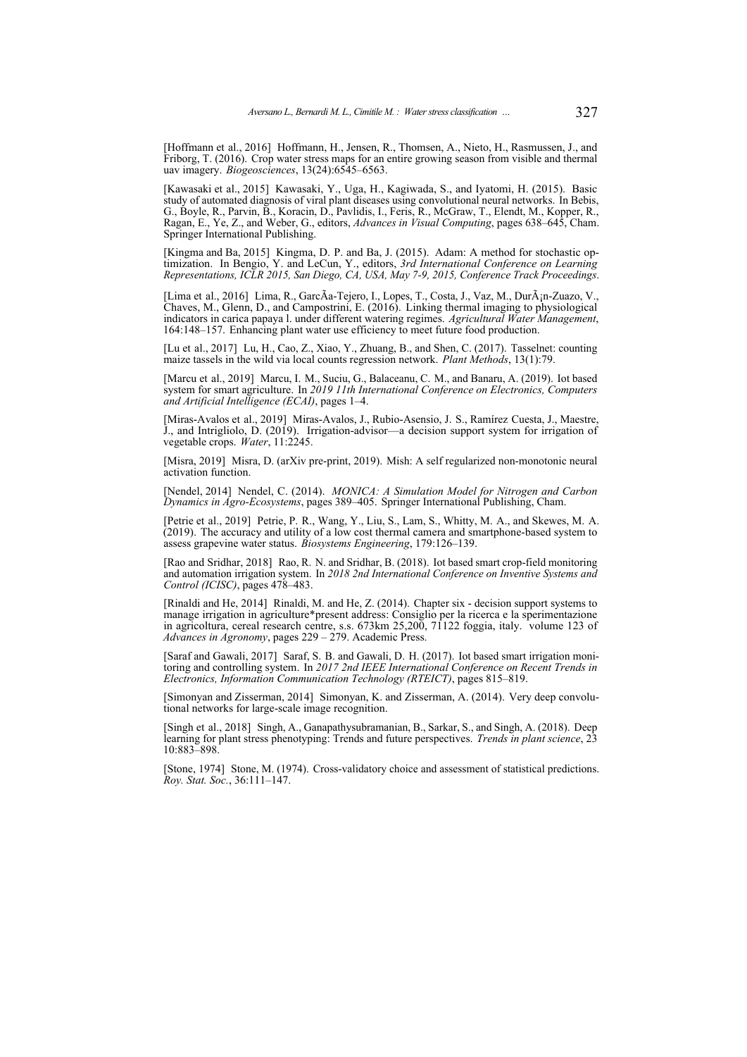[Hoffmann et al., 2016] Hoffmann, H., Jensen, R., Thomsen, A., Nieto, H., Rasmussen, J., and Friborg, T. (2016). Crop water stress maps for an entire growing season from visible and thermal uav imagery. *Biogeosciences*, 13(24):6545–6563.

[Kawasaki et al., 2015] Kawasaki, Y., Uga, H., Kagiwada, S., and Iyatomi, H. (2015). Basic study of automated diagnosis of viral plant diseases using convolutional neural networks. In Bebis, G., Boyle, R., Parvin, B., Koracin, D., Pavlidis, I., Feris, R., McGraw, T., Elendt, M., Kopper, R., Ragan, E., Ye, Z., and Weber, G., editors, *Advances in Visual Computing*, pages 638–645, Cham. Springer International Publishing.

[Kingma and Ba, 2015] Kingma, D. P. and Ba, J. (2015). Adam: A method for stochastic optimization. In Bengio, Y. and LeCun, Y., editors, *3rd International Conference on Learning Representations, ICLR 2015, San Diego, CA, USA, May 7-9, 2015, Conference Track Proceedings*.

[Lima et al., 2016] Lima, R., GarcÃa-Tejero, I., Lopes, T., Costa, J., Vaz, M., DurÃ¡n-Zuazo, V., Chaves, M., Glenn, D., and Campostrini, E. (2016). Linking thermal imaging to physiological indicators in carica papaya l. under different watering regimes. *Agricultural Water Management*, 164:148–157. Enhancing plant water use efficiency to meet future food production.

[Lu et al., 2017] Lu, H., Cao, Z., Xiao, Y., Zhuang, B., and Shen, C. (2017). Tasselnet: counting maize tassels in the wild via local counts regression network. *Plant Methods*, 13(1):79.

[Marcu et al., 2019] Marcu, I. M., Suciu, G., Balaceanu, C. M., and Banaru, A. (2019). Iot based system for smart agriculture. In *2019 11th International Conference on Electronics, Computers and Artificial Intelligence (ECAI)*, pages 1–4.

[Miras-Avalos et al., 2019] Miras-Avalos, J., Rubio-Asensio, J. S., Ramírez Cuesta, J., Maestre, J., and Intrigliolo, D. (2019). Irrigation-advisor—a decision support system for irrigation of vegetable crops. *Water*, 11:2245.

[Misra, 2019] Misra, D. (arXiv pre-print, 2019). Mish: A self regularized non-monotonic neural activation function.

[Nendel, 2014] Nendel, C. (2014). *MONICA: A Simulation Model for Nitrogen and Carbon Dynamics in Agro-Ecosystems*, pages 389–405. Springer International Publishing, Cham.

[Petrie et al., 2019] Petrie, P. R., Wang, Y., Liu, S., Lam, S., Whitty, M. A., and Skewes, M. A. (2019). The accuracy and utility of a low cost thermal camera and smartphone-based system to assess grapevine water status. *Biosystems Engineering*, 179:126–139.

[Rao and Sridhar, 2018] Rao, R. N. and Sridhar, B. (2018). Iot based smart crop-field monitoring and automation irrigation system. In *2018 2nd International Conference on Inventive Systems and Control (ICISC)*, pages 478–483.

[Rinaldi and He, 2014] Rinaldi, M. and He, Z. (2014). Chapter six - decision support systems to manage irrigation in agriculture*present address: Consiglio per la ricerca e la sperimentazione in agricoltura, cereal research centre, s.s. 673km 25,200, 71122 foggia, italy. volume 123 of *Advances in Agronomy*, pages 229 – 279. Academic Press.

[Saraf and Gawali, 2017] Saraf, S. B. and Gawali, D. H. (2017). Iot based smart irrigation monitoring and controlling system. In *2017 2nd IEEE International Conference on Recent Trends in Electronics, Information Communication Technology (RTEICT)*, pages 815–819.

[Simonyan and Zisserman, 2014] Simonyan, K. and Zisserman, A. (2014). Very deep convolutional networks for large-scale image recognition.

[Singh et al., 2018] Singh, A., Ganapathysubramanian, B., Sarkar, S., and Singh, A. (2018). Deep learning for plant stress phenotyping: Trends and future perspectives. *Trends in plant science*, 23 10:883–898.

[Stone, 1974] Stone, M. (1974). Cross-validatory choice and assessment of statistical predictions. *Roy. Stat. Soc.*, 36:111–147.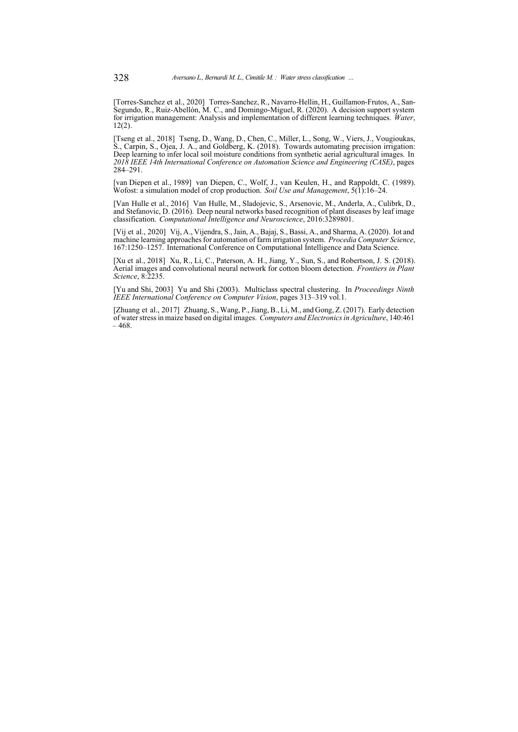[Torres-Sanchez et al., 2020] Torres-Sanchez, R., Navarro-Hellin, H., Guillamon-Frutos, A., San-Segundo, R., Ruiz-Abellón, M. C., and Domingo-Miguel, R. (2020). A decision support system for irrigation management: Analysis and implementation of different learning techniques. *Water*, 12(2).

[Tseng et al., 2018] Tseng, D., Wang, D., Chen, C., Miller, L., Song, W., Viers, J., Vougioukas, S., Carpin, S., Ojea, J. A., and Goldberg, K. (2018). Towards automating precision irrigation: Deep learning to infer local soil moisture conditions from synthetic aerial agricultural images. In *2018 IEEE 14th International Conference on Automation Science and Engineering (CASE)*, pages 284–291.

[van Diepen et al., 1989] van Diepen, C., Wolf, J., van Keulen, H., and Rappoldt, C. (1989). Wofost: a simulation model of crop production. *Soil Use and Management*, 5(1):16–24.

[Van Hulle et al., 2016] Van Hulle, M., Sladojevic, S., Arsenovic, M., Anderla, A., Culibrk, D., and Stefanovic, D. (2016). Deep neural networks based recognition of plant diseases by leaf image classification. *Computational Intelligence and Neuroscience*, 2016:3289801.

[Vij et al., 2020] Vij, A., Vijendra, S., Jain, A., Bajaj, S., Bassi, A., and Sharma, A. (2020). Iot and machine learning approaches for automation of farm irrigation system. *Procedia Computer Science*, 167:1250–1257. International Conference on Computational Intelligence and Data Science.

[Xu et al., 2018] Xu, R., Li, C., Paterson, A. H., Jiang, Y., Sun, S., and Robertson, J. S. (2018). Aerial images and convolutional neural network for cotton bloom detection. *Frontiers in Plant Science*, 8:2235.

[Yu and Shi, 2003] Yu and Shi (2003). Multiclass spectral clustering. In *Proceedings Ninth IEEE International Conference on Computer Vision*, pages 313–319 vol.1.

[Zhuang et al., 2017] Zhuang, S., Wang, P., Jiang, B., Li, M., and Gong, Z. (2017). Early detection of water stress in maize based on digital images. *Computers and Electronics in Agriculture*, 140:461 – 468.